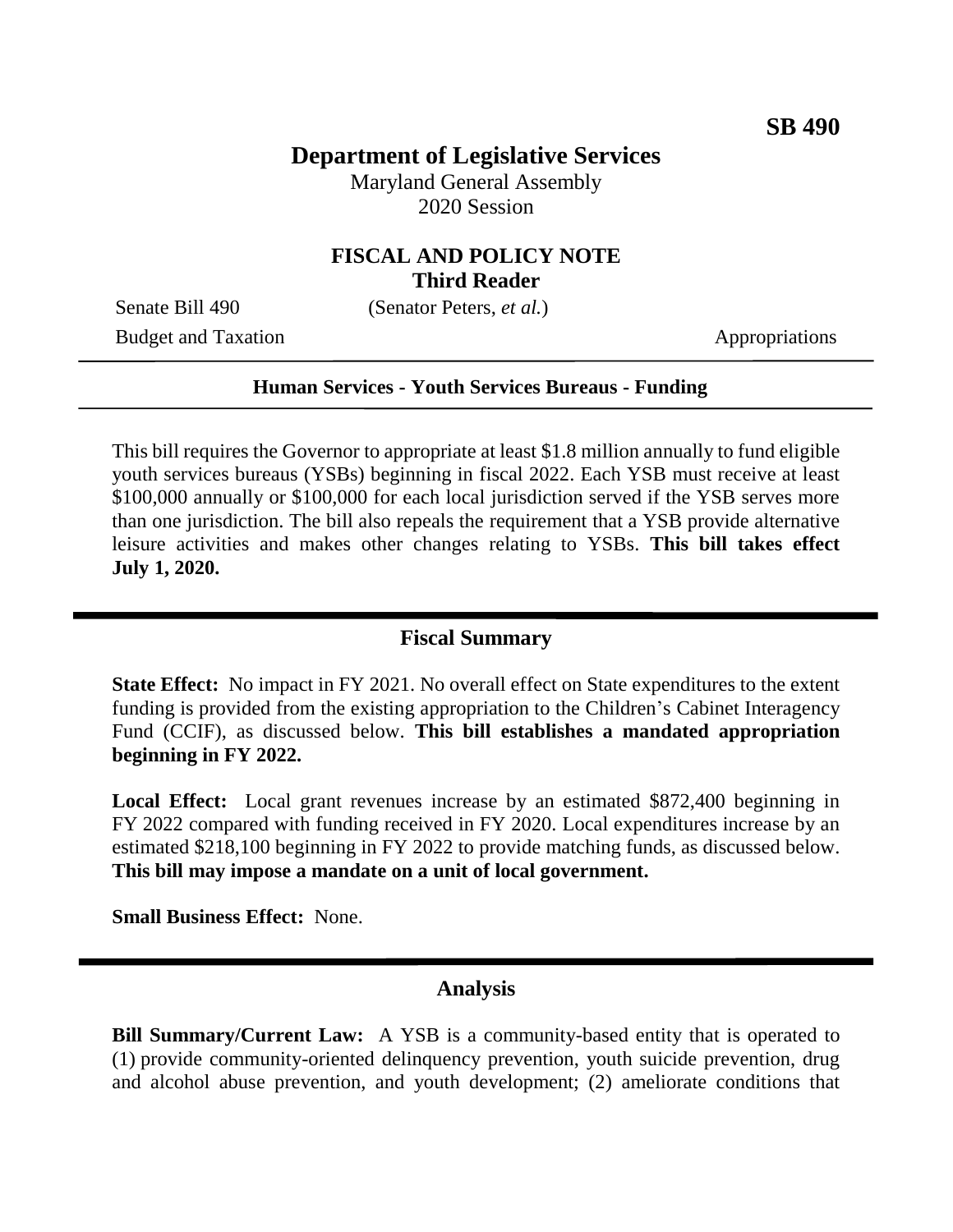**SB 490**

# Department of Legislative Services

Maryland General Assembly
2020 Session

## FISCAL AND POLICY NOTE
**Third Reader**

Senate Bill 490 (Senator Peters, *et al.*)
Budget and Taxation Appropriations

---

**Human Services - Youth Services Bureaus - Funding**

---

This bill requires the Governor to appropriate at least $1.8 million annually to fund eligible youth services bureaus (YSBs) beginning in fiscal 2022. Each YSB must receive at least $100,000 annually or $100,000 for each local jurisdiction served if the YSB serves more than one jurisdiction. The bill also repeals the requirement that a YSB provide alternative leisure activities and makes other changes relating to YSBs. **This bill takes effect July 1, 2020.**

---

## Fiscal Summary

**State Effect:** No impact in FY 2021. No overall effect on State expenditures to the extent funding is provided from the existing appropriation to the Children's Cabinet Interagency Fund (CCIF), as discussed below. **This bill establishes a mandated appropriation beginning in FY 2022.**

**Local Effect:** Local grant revenues increase by an estimated $872,400 beginning in FY 2022 compared with funding received in FY 2020. Local expenditures increase by an estimated $218,100 beginning in FY 2022 to provide matching funds, as discussed below. **This bill may impose a mandate on a unit of local government.**

**Small Business Effect:** None.

---

## Analysis

**Bill Summary/Current Law:** A YSB is a community-based entity that is operated to (1) provide community-oriented delinquency prevention, youth suicide prevention, drug and alcohol abuse prevention, and youth development; (2) ameliorate conditions that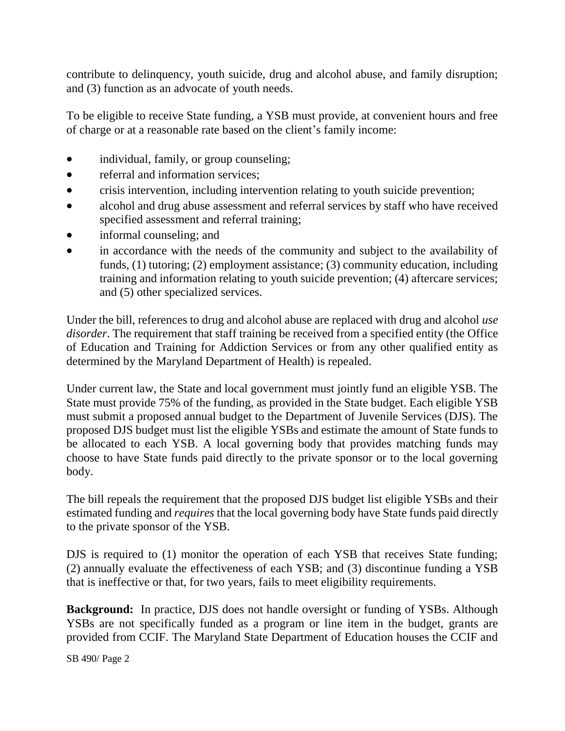contribute to delinquency, youth suicide, drug and alcohol abuse, and family disruption; and (3) function as an advocate of youth needs.

To be eligible to receive State funding, a YSB must provide, at convenient hours and free of charge or at a reasonable rate based on the client's family income:

- individual, family, or group counseling;
- referral and information services;
- crisis intervention, including intervention relating to youth suicide prevention;
- alcohol and drug abuse assessment and referral services by staff who have received specified assessment and referral training;
- informal counseling; and
- in accordance with the needs of the community and subject to the availability of funds, (1) tutoring; (2) employment assistance; (3) community education, including training and information relating to youth suicide prevention; (4) aftercare services; and (5) other specialized services.

Under the bill, references to drug and alcohol abuse are replaced with drug and alcohol *use disorder*. The requirement that staff training be received from a specified entity (the Office of Education and Training for Addiction Services or from any other qualified entity as determined by the Maryland Department of Health) is repealed.

Under current law, the State and local government must jointly fund an eligible YSB. The State must provide 75% of the funding, as provided in the State budget. Each eligible YSB must submit a proposed annual budget to the Department of Juvenile Services (DJS). The proposed DJS budget must list the eligible YSBs and estimate the amount of State funds to be allocated to each YSB. A local governing body that provides matching funds may choose to have State funds paid directly to the private sponsor or to the local governing body.

The bill repeals the requirement that the proposed DJS budget list eligible YSBs and their estimated funding and *requires* that the local governing body have State funds paid directly to the private sponsor of the YSB.

DJS is required to (1) monitor the operation of each YSB that receives State funding; (2) annually evaluate the effectiveness of each YSB; and (3) discontinue funding a YSB that is ineffective or that, for two years, fails to meet eligibility requirements.

**Background:** In practice, DJS does not handle oversight or funding of YSBs. Although YSBs are not specifically funded as a program or line item in the budget, grants are provided from CCIF. The Maryland State Department of Education houses the CCIF and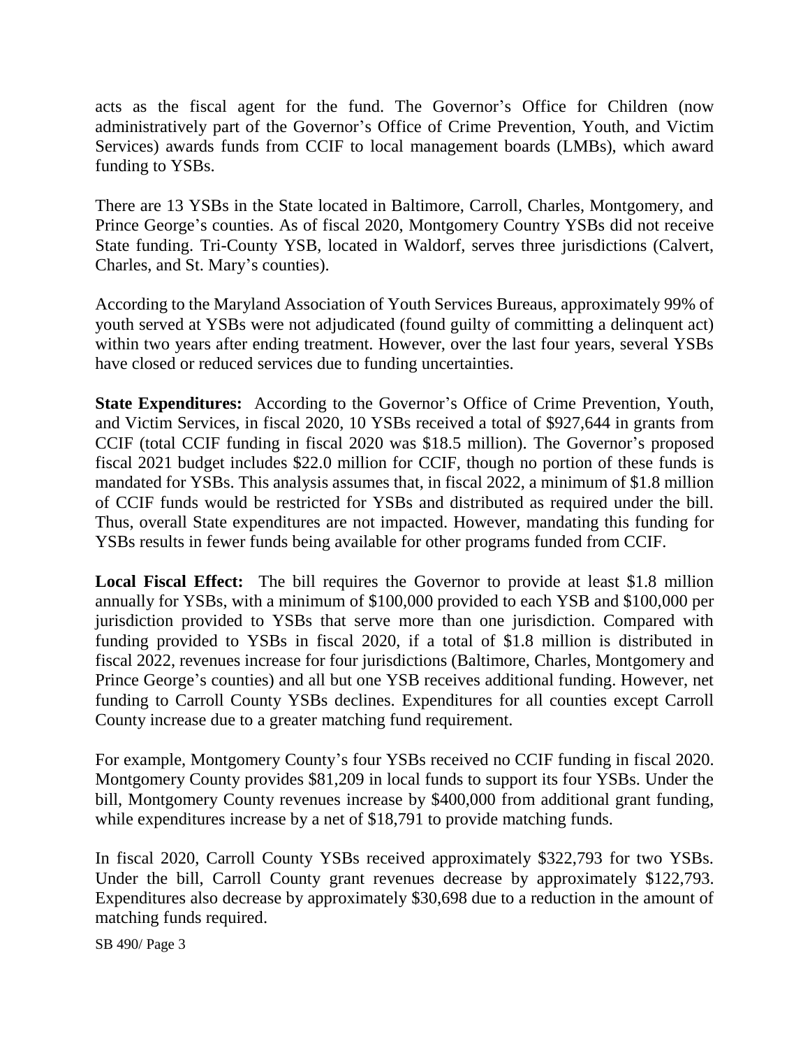acts as the fiscal agent for the fund. The Governor's Office for Children (now administratively part of the Governor's Office of Crime Prevention, Youth, and Victim Services) awards funds from CCIF to local management boards (LMBs), which award funding to YSBs.

There are 13 YSBs in the State located in Baltimore, Carroll, Charles, Montgomery, and Prince George's counties. As of fiscal 2020, Montgomery Country YSBs did not receive State funding. Tri-County YSB, located in Waldorf, serves three jurisdictions (Calvert, Charles, and St. Mary's counties).

According to the Maryland Association of Youth Services Bureaus, approximately 99% of youth served at YSBs were not adjudicated (found guilty of committing a delinquent act) within two years after ending treatment. However, over the last four years, several YSBs have closed or reduced services due to funding uncertainties.

**State Expenditures:** According to the Governor's Office of Crime Prevention, Youth, and Victim Services, in fiscal 2020, 10 YSBs received a total of $927,644 in grants from CCIF (total CCIF funding in fiscal 2020 was $18.5 million). The Governor's proposed fiscal 2021 budget includes $22.0 million for CCIF, though no portion of these funds is mandated for YSBs. This analysis assumes that, in fiscal 2022, a minimum of $1.8 million of CCIF funds would be restricted for YSBs and distributed as required under the bill. Thus, overall State expenditures are not impacted. However, mandating this funding for YSBs results in fewer funds being available for other programs funded from CCIF.

**Local Fiscal Effect:** The bill requires the Governor to provide at least $1.8 million annually for YSBs, with a minimum of $100,000 provided to each YSB and $100,000 per jurisdiction provided to YSBs that serve more than one jurisdiction. Compared with funding provided to YSBs in fiscal 2020, if a total of $1.8 million is distributed in fiscal 2022, revenues increase for four jurisdictions (Baltimore, Charles, Montgomery and Prince George's counties) and all but one YSB receives additional funding. However, net funding to Carroll County YSBs declines. Expenditures for all counties except Carroll County increase due to a greater matching fund requirement.

For example, Montgomery County's four YSBs received no CCIF funding in fiscal 2020. Montgomery County provides $81,209 in local funds to support its four YSBs. Under the bill, Montgomery County revenues increase by $400,000 from additional grant funding, while expenditures increase by a net of $18,791 to provide matching funds.

In fiscal 2020, Carroll County YSBs received approximately $322,793 for two YSBs. Under the bill, Carroll County grant revenues decrease by approximately $122,793. Expenditures also decrease by approximately $30,698 due to a reduction in the amount of matching funds required.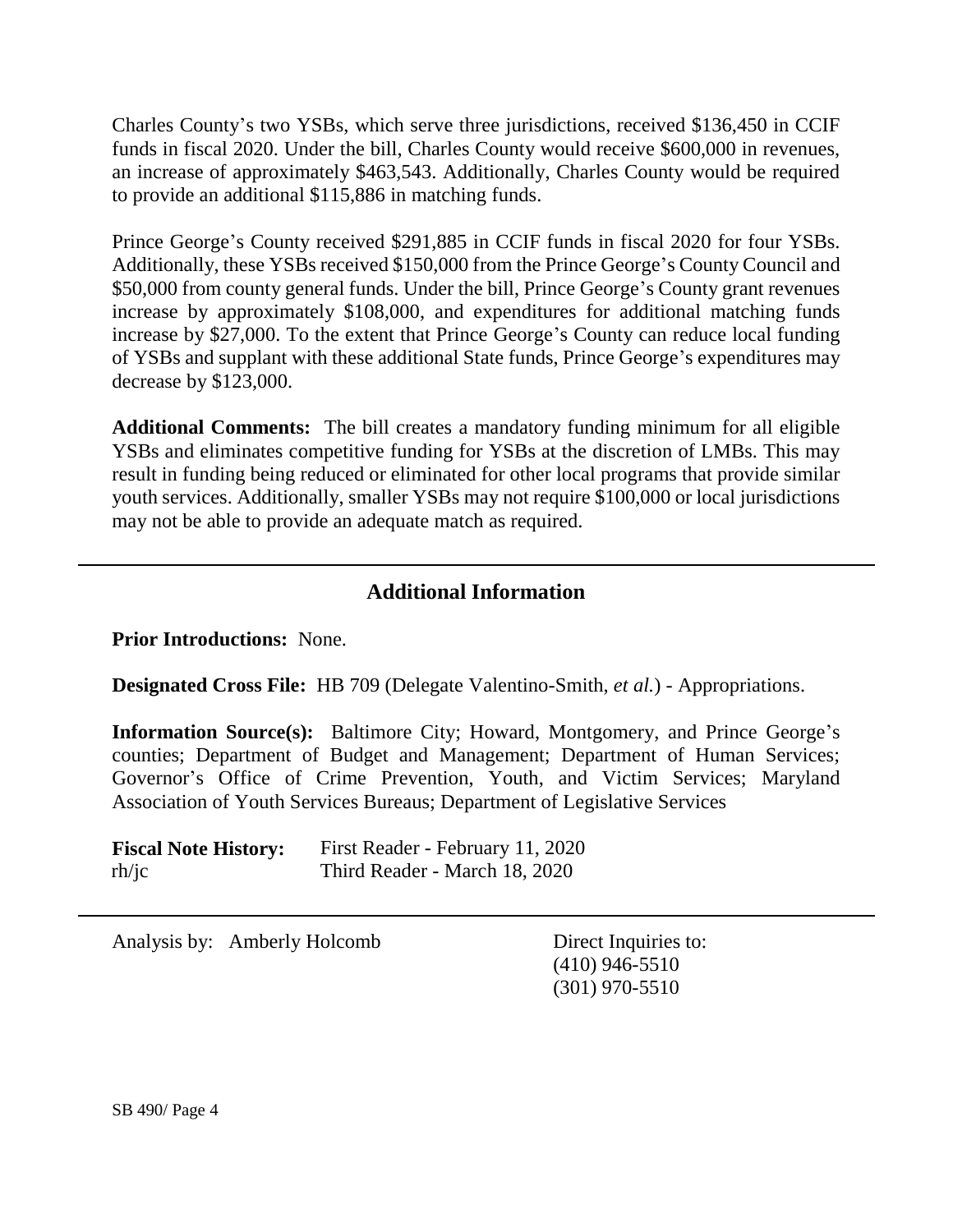Charles County's two YSBs, which serve three jurisdictions, received $136,450 in CCIF funds in fiscal 2020. Under the bill, Charles County would receive $600,000 in revenues, an increase of approximately $463,543. Additionally, Charles County would be required to provide an additional $115,886 in matching funds.

Prince George's County received $291,885 in CCIF funds in fiscal 2020 for four YSBs. Additionally, these YSBs received $150,000 from the Prince George's County Council and $50,000 from county general funds. Under the bill, Prince George's County grant revenues increase by approximately $108,000, and expenditures for additional matching funds increase by $27,000. To the extent that Prince George's County can reduce local funding of YSBs and supplant with these additional State funds, Prince George's expenditures may decrease by $123,000.

**Additional Comments:** The bill creates a mandatory funding minimum for all eligible YSBs and eliminates competitive funding for YSBs at the discretion of LMBs. This may result in funding being reduced or eliminated for other local programs that provide similar youth services. Additionally, smaller YSBs may not require $100,000 or local jurisdictions may not be able to provide an adequate match as required.

## Additional Information

**Prior Introductions:** None.

**Designated Cross File:** HB 709 (Delegate Valentino-Smith, *et al.*) - Appropriations.

**Information Source(s):** Baltimore City; Howard, Montgomery, and Prince George's counties; Department of Budget and Management; Department of Human Services; Governor's Office of Crime Prevention, Youth, and Victim Services; Maryland Association of Youth Services Bureaus; Department of Legislative Services

**Fiscal Note History:** First Reader - February 11, 2020
rh/jc Third Reader - March 18, 2020

Analysis by: Amberly Holcomb

Direct Inquiries to:
(410) 946-5510
(301) 970-5510